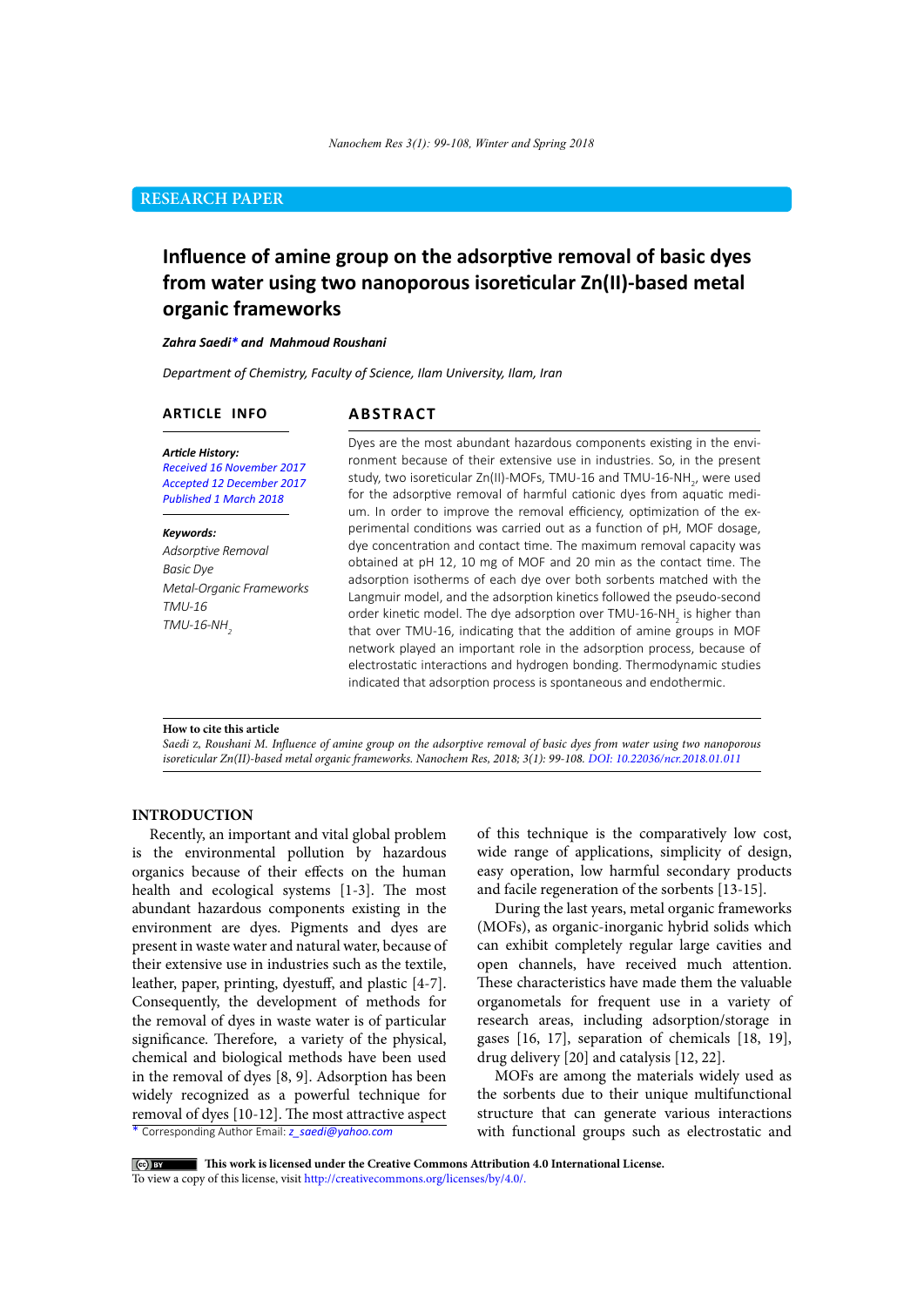RESEARCH PAPER

# Influence of amine group on the adsorptive removal of basic dyes from water using two nanoporous isoreticular Zn(II)-based metal organic frameworks

***Zahra Saedi\* and Mahmoud Roushani***

*Department of Chemistry, Faculty of Science, Ilam University, Ilam, Iran*

## ARTICLE INFO

***Article History:***
*Received 16 November 2017*
*Accepted 12 December 2017*
*Published 1 March 2018*

***Keywords:***
*Adsorptive Removal*
*Basic Dye*
*Metal-Organic Frameworks*
*TMU-16*
*TMU-16-$NH_2$*

## ABSTRACT

Dyes are the most abundant hazardous components existing in the environment because of their extensive use in industries. So, in the present study, two isoreticular Zn(II)-MOFs, TMU-16 and TMU-16-$NH_2$, were used for the adsorptive removal of harmful cationic dyes from aquatic medium. In order to improve the removal efficiency, optimization of the experimental conditions was carried out as a function of pH, MOF dosage, dye concentration and contact time. The maximum removal capacity was obtained at pH 12, 10 mg of MOF and 20 min as the contact time. The adsorption isotherms of each dye over both sorbents matched with the Langmuir model, and the adsorption kinetics followed the pseudo-second order kinetic model. The dye adsorption over TMU-16-$NH_2$ is higher than that over TMU-16, indicating that the addition of amine groups in MOF network played an important role in the adsorption process, because of electrostatic interactions and hydrogen bonding. Thermodynamic studies indicated that adsorption process is spontaneous and endothermic.

**How to cite this article**
*Saedi z, Roushani M. Influence of amine group on the adsorptive removal of basic dyes from water using two nanoporous isoreticular Zn(II)-based metal organic frameworks. Nanochem Res, 2018; 3(1): 99-108.* DOI: 10.22036/ncr.2018.01.011

## INTRODUCTION

Recently, an important and vital global problem is the environmental pollution by hazardous organics because of their effects on the human health and ecological systems [1-3]. The most abundant hazardous components existing in the environment are dyes. Pigments and dyes are present in waste water and natural water, because of their extensive use in industries such as the textile, leather, paper, printing, dyestuff, and plastic [4-7]. Consequently, the development of methods for the removal of dyes in waste water is of particular significance. Therefore, a variety of the physical, chemical and biological methods have been used in the removal of dyes [8, 9]. Adsorption has been widely recognized as a powerful technique for removal of dyes [10-12]. The most attractive aspect of this technique is the comparatively low cost, wide range of applications, simplicity of design, easy operation, low harmful secondary products and facile regeneration of the sorbents [13-15].

During the last years, metal organic frameworks (MOFs), as organic-inorganic hybrid solids which can exhibit completely regular large cavities and open channels, have received much attention. These characteristics have made them the valuable organometals for frequent use in a variety of research areas, including adsorption/storage in gases [16, 17], separation of chemicals [18, 19], drug delivery [20] and catalysis [12, 22].

MOFs are among the materials widely used as the sorbents due to their unique multifunctional structure that can generate various interactions with functional groups such as electrostatic and

\* Corresponding Author Email: z_saedi@yahoo.com

**This work is licensed under the Creative Commons Attribution 4.0 International License.**
To view a copy of this license, visit http://creativecommons.org/licenses/by/4.0/.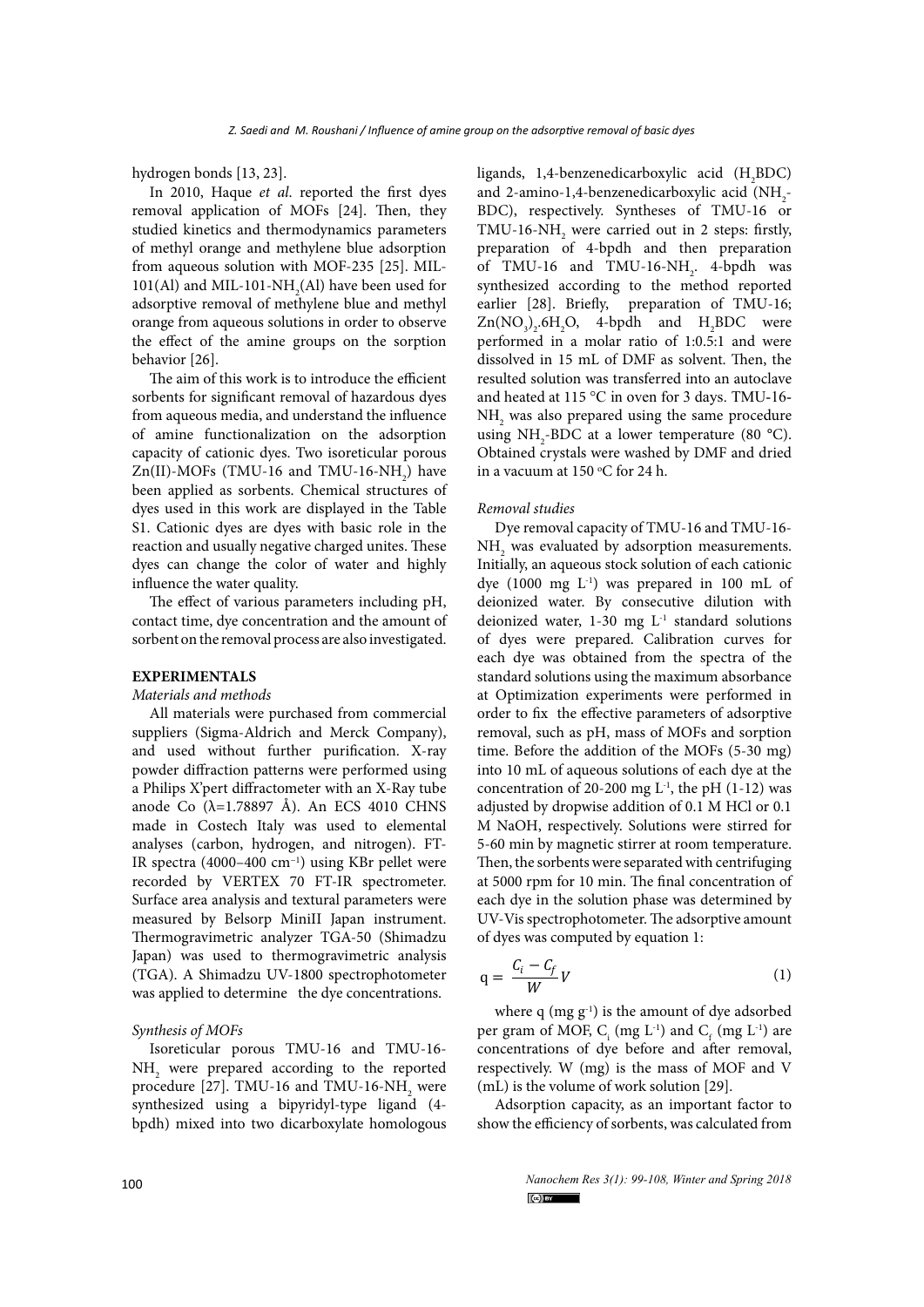hydrogen bonds [13, 23].

In 2010, Haque *et al*. reported the first dyes removal application of MOFs [24]. Then, they studied kinetics and thermodynamics parameters of methyl orange and methylene blue adsorption from aqueous solution with MOF-235 [25]. MIL-101(Al) and MIL-101-$NH_2$(Al) have been used for adsorptive removal of methylene blue and methyl orange from aqueous solutions in order to observe the effect of the amine groups on the sorption behavior [26].

The aim of this work is to introduce the efficient sorbents for significant removal of hazardous dyes from aqueous media, and understand the influence of amine functionalization on the adsorption capacity of cationic dyes. Two isoreticular porous Zn(II)-MOFs (TMU-16 and TMU-16-$NH_2$) have been applied as sorbents. Chemical structures of dyes used in this work are displayed in the Table S1. Cationic dyes are dyes with basic role in the reaction and usually negative charged unites. These dyes can change the color of water and highly influence the water quality.

The effect of various parameters including pH, contact time, dye concentration and the amount of sorbent on the removal process are also investigated.

## EXPERIMENTALS

### *Materials and methods*

All materials were purchased from commercial suppliers (Sigma-Aldrich and Merck Company), and used without further purification. X-ray powder diffraction patterns were performed using a Philips X'pert diffractometer with an X-Ray tube anode Co (λ=1.78897 Å). An ECS 4010 CHNS made in Costech Italy was used to elemental analyses (carbon, hydrogen, and nitrogen). FT-IR spectra (4000–400 $cm^{-1}$) using KBr pellet were recorded by VERTEX 70 FT-IR spectrometer. Surface area analysis and textural parameters were measured by Belsorp MiniII Japan instrument. Thermogravimetric analyzer TGA-50 (Shimadzu Japan) was used to thermogravimetric analysis (TGA). A Shimadzu UV-1800 spectrophotometer was applied to determine the dye concentrations.

### *Synthesis of MOFs*

Isoreticular porous TMU-16 and TMU-16-$NH_2$ were prepared according to the reported procedure [27]. TMU-16 and TMU-16-$NH_2$ were synthesized using a bipyridyl-type ligand (4-bpdh) mixed into two dicarboxylate homologous ligands, 1,4-benzenedicarboxylic acid ($H_2$BDC) and 2-amino-1,4-benzenedicarboxylic acid ($NH_2$-BDC), respectively. Syntheses of TMU-16 or TMU-16-$NH_2$ were carried out in 2 steps: firstly, preparation of 4-bpdh and then preparation of TMU-16 and TMU-16-$NH_2$. 4-bpdh was synthesized according to the method reported earlier [28]. Briefly, preparation of TMU-16; $Zn(NO_3)_2.6H_2O$, 4-bpdh and $H_2$BDC were performed in a molar ratio of 1:0.5:1 and were dissolved in 15 mL of DMF as solvent. Then, the resulted solution was transferred into an autoclave and heated at 115 °C in oven for 3 days. TMU-16-$NH_2$ was also prepared using the same procedure using $NH_2$-BDC at a lower temperature (80 °C). Obtained crystals were washed by DMF and dried in a vacuum at 150 °C for 24 h.

### *Removal studies*

Dye removal capacity of TMU-16 and TMU-16-$NH_2$ was evaluated by adsorption measurements. Initially, an aqueous stock solution of each cationic dye (1000 mg $L^{-1}$) was prepared in 100 mL of deionized water. By consecutive dilution with deionized water, 1-30 mg $L^{-1}$ standard solutions of dyes were prepared. Calibration curves for each dye was obtained from the spectra of the standard solutions using the maximum absorbance at Optimization experiments were performed in order to fix the effective parameters of adsorptive removal, such as pH, mass of MOFs and sorption time. Before the addition of the MOFs (5-30 mg) into 10 mL of aqueous solutions of each dye at the concentration of 20-200 mg $L^{-1}$, the pH (1-12) was adjusted by dropwise addition of 0.1 M HCl or 0.1 M NaOH, respectively. Solutions were stirred for 5-60 min by magnetic stirrer at room temperature. Then, the sorbents were separated with centrifuging at 5000 rpm for 10 min. The final concentration of each dye in the solution phase was determined by UV-Vis spectrophotometer. The adsorptive amount of dyes was computed by equation 1:

$$q = \frac{C_i - C_f}{W} V \quad (1)$$

where q (mg $g^{-1}$) is the amount of dye adsorbed per gram of MOF, $C_i$ (mg $L^{-1}$) and $C_f$ (mg $L^{-1}$) are concentrations of dye before and after removal, respectively. W (mg) is the mass of MOF and V (mL) is the volume of work solution [29].

Adsorption capacity, as an important factor to show the efficiency of sorbents, was calculated from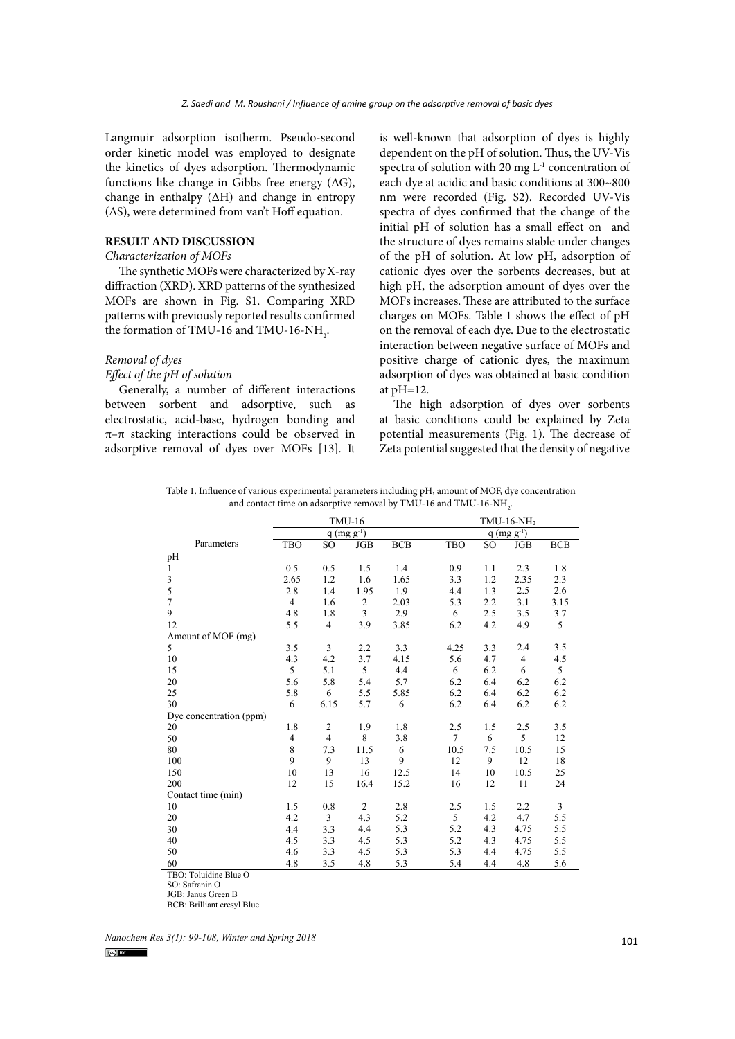Langmuir adsorption isotherm. Pseudo-second order kinetic model was employed to designate the kinetics of dyes adsorption. Thermodynamic functions like change in Gibbs free energy (ΔG), change in enthalpy (ΔH) and change in entropy (ΔS), were determined from van't Hoff equation.

## RESULT AND DISCUSSION

### *Characterization of MOFs*

The synthetic MOFs were characterized by X-ray diffraction (XRD). XRD patterns of the synthesized MOFs are shown in Fig. S1. Comparing XRD patterns with previously reported results confirmed the formation of TMU-16 and TMU-16-$NH_2$.

### *Removal of dyes*

#### *Effect of the pH of solution*

Generally, a number of different interactions between sorbent and adsorptive, such as electrostatic, acid-base, hydrogen bonding and π–π stacking interactions could be observed in adsorptive removal of dyes over MOFs [13]. It is well-known that adsorption of dyes is highly dependent on the pH of solution. Thus, the UV-Vis spectra of solution with 20 mg $L^{-1}$ concentration of each dye at acidic and basic conditions at 300~800 nm were recorded (Fig. S2). Recorded UV-Vis spectra of dyes confirmed that the change of the initial pH of solution has a small effect on and the structure of dyes remains stable under changes of the pH of solution. At low pH, adsorption of cationic dyes over the sorbents decreases, but at high pH, the adsorption amount of dyes over the MOFs increases. These are attributed to the surface charges on MOFs. Table 1 shows the effect of pH on the removal of each dye. Due to the electrostatic interaction between negative surface of MOFs and positive charge of cationic dyes, the maximum adsorption of dyes was obtained at basic condition at pH=12.

The high adsorption of dyes over sorbents at basic conditions could be explained by Zeta potential measurements (Fig. 1). The decrease of Zeta potential suggested that the density of negative

Table 1. Influence of various experimental parameters including pH, amount of MOF, dye concentration and contact time on adsorptive removal by TMU-16 and TMU-16-$NH_2$.

| | TMU-16 | | | | TMU-16-$NH_2$ | | | |
|---|---|---|---|---|---|---|---|---|
| | q (mg $g^{-1}$) | | | | q (mg $g^{-1}$) | | | |
| Parameters | TBO | SO | JGB | BCB | TBO | SO | JGB | BCB |
| pH | | | | | | | | |
| 1 | 0.5 | 0.5 | 1.5 | 1.4 | 0.9 | 1.1 | 2.3 | 1.8 |
| 3 | 2.65 | 1.2 | 1.6 | 1.65 | 3.3 | 1.2 | 2.35 | 2.3 |
| 5 | 2.8 | 1.4 | 1.95 | 1.9 | 4.4 | 1.3 | 2.5 | 2.6 |
| 7 | 4 | 1.6 | 2 | 2.03 | 5.3 | 2.2 | 3.1 | 3.15 |
| 9 | 4.8 | 1.8 | 3 | 2.9 | 6 | 2.5 | 3.5 | 3.7 |
| 12 | 5.5 | 4 | 3.9 | 3.85 | 6.2 | 4.2 | 4.9 | 5 |
| Amount of MOF (mg) | | | | | | | | |
| 5 | 3.5 | 3 | 2.2 | 3.3 | 4.25 | 3.3 | 2.4 | 3.5 |
| 10 | 4.3 | 4.2 | 3.7 | 4.15 | 5.6 | 4.7 | 4 | 4.5 |
| 15 | 5 | 5.1 | 5 | 4.4 | 6 | 6.2 | 6 | 5 |
| 20 | 5.6 | 5.8 | 5.4 | 5.7 | 6.2 | 6.4 | 6.2 | 6.2 |
| 25 | 5.8 | 6 | 5.5 | 5.85 | 6.2 | 6.4 | 6.2 | 6.2 |
| 30 | 6 | 6.15 | 5.7 | 6 | 6.2 | 6.4 | 6.2 | 6.2 |
| Dye concentration (ppm) | | | | | | | | |
| 20 | 1.8 | 2 | 1.9 | 1.8 | 2.5 | 1.5 | 2.5 | 3.5 |
| 50 | 4 | 4 | 8 | 3.8 | 7 | 6 | 5 | 12 |
| 80 | 8 | 7.3 | 11.5 | 6 | 10.5 | 7.5 | 10.5 | 15 |
| 100 | 9 | 9 | 13 | 9 | 12 | 9 | 12 | 18 |
| 150 | 10 | 13 | 16 | 12.5 | 14 | 10 | 10.5 | 25 |
| 200 | 12 | 15 | 16.4 | 15.2 | 16 | 12 | 11 | 24 |
| Contact time (min) | | | | | | | | |
| 10 | 1.5 | 0.8 | 2 | 2.8 | 2.5 | 1.5 | 2.2 | 3 |
| 20 | 4.2 | 3 | 4.3 | 5.2 | 5 | 4.2 | 4.7 | 5.5 |
| 30 | 4.4 | 3.3 | 4.4 | 5.3 | 5.2 | 4.3 | 4.75 | 5.5 |
| 40 | 4.5 | 3.3 | 4.5 | 5.3 | 5.2 | 4.3 | 4.75 | 5.5 |
| 50 | 4.6 | 3.3 | 4.5 | 5.3 | 5.3 | 4.4 | 4.75 | 5.5 |
| 60 | 4.8 | 3.5 | 4.8 | 5.3 | 5.4 | 4.4 | 4.8 | 5.6 |

TBO: Toluidine Blue O
SO: Safranin O
JGB: Janus Green B
BCB: Brilliant cresyl Blue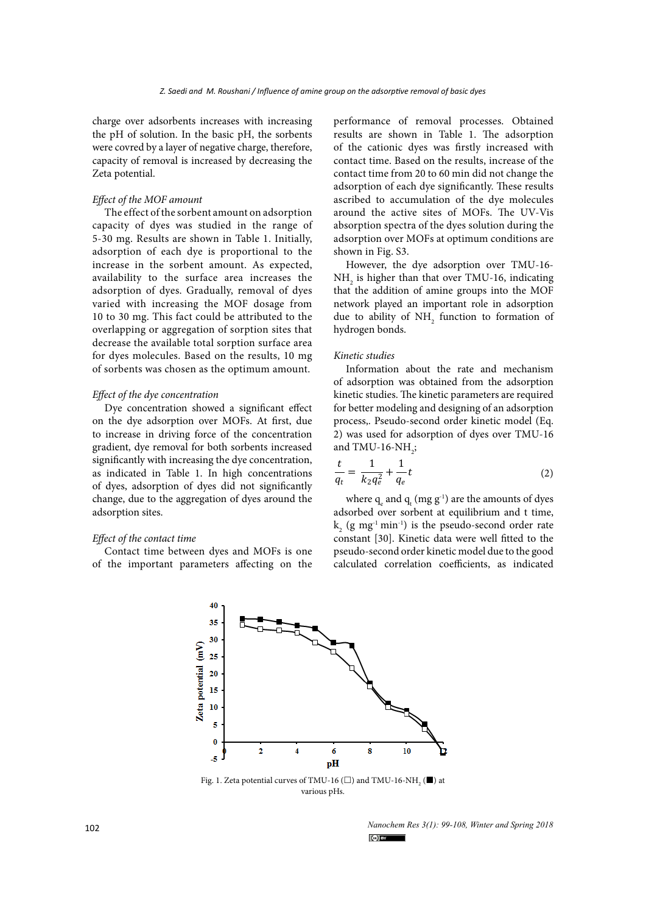charge over adsorbents increases with increasing the pH of solution. In the basic pH, the sorbents were covred by a layer of negative charge, therefore, capacity of removal is increased by decreasing the Zeta potential.

### *Effect of the MOF amount*

The effect of the sorbent amount on adsorption capacity of dyes was studied in the range of 5-30 mg. Results are shown in Table 1. Initially, adsorption of each dye is proportional to the increase in the sorbent amount. As expected, availability to the surface area increases the adsorption of dyes. Gradually, removal of dyes varied with increasing the MOF dosage from 10 to 30 mg. This fact could be attributed to the overlapping or aggregation of sorption sites that decrease the available total sorption surface area for dyes molecules. Based on the results, 10 mg of sorbents was chosen as the optimum amount.

### *Effect of the dye concentration*

Dye concentration showed a significant effect on the dye adsorption over MOFs. At first, due to increase in driving force of the concentration gradient, dye removal for both sorbents increased significantly with increasing the dye concentration, as indicated in Table 1. In high concentrations of dyes, adsorption of dyes did not significantly change, due to the aggregation of dyes around the adsorption sites.

### *Effect of the contact time*

Contact time between dyes and MOFs is one of the important parameters affecting on the performance of removal processes. Obtained results are shown in Table 1. The adsorption of the cationic dyes was firstly increased with contact time. Based on the results, increase of the contact time from 20 to 60 min did not change the adsorption of each dye significantly. These results ascribed to accumulation of the dye molecules around the active sites of MOFs. The UV-Vis absorption spectra of the dyes solution during the adsorption over MOFs at optimum conditions are shown in Fig. S3.

However, the dye adsorption over TMU-16-$NH_2$ is higher than that over TMU-16, indicating that the addition of amine groups into the MOF network played an important role in adsorption due to ability of $NH_2$ function to formation of hydrogen bonds.

### *Kinetic studies*

Information about the rate and mechanism of adsorption was obtained from the adsorption kinetic studies. The kinetic parameters are required for better modeling and designing of an adsorption process,. Pseudo-second order kinetic model (Eq. 2) was used for adsorption of dyes over TMU-16 and TMU-16-$NH_2$;

$$\frac{t}{q_t} = \frac{1}{k_2 q_e^2} + \frac{1}{q_e} t \qquad (2)$$

where $q_e$ and $q_t$ (mg $g^{-1}$) are the amounts of dyes adsorbed over sorbent at equilibrium and t time, $k_2$ (g $mg^{-1}$ $min^{-1}$) is the pseudo-second order rate constant [30]. Kinetic data were well fitted to the pseudo-second order kinetic model due to the good calculated correlation coefficients, as indicated

Fig. 1. Zeta potential curves of TMU-16 (□) and TMU-16-$NH_2$ (■) at various pHs.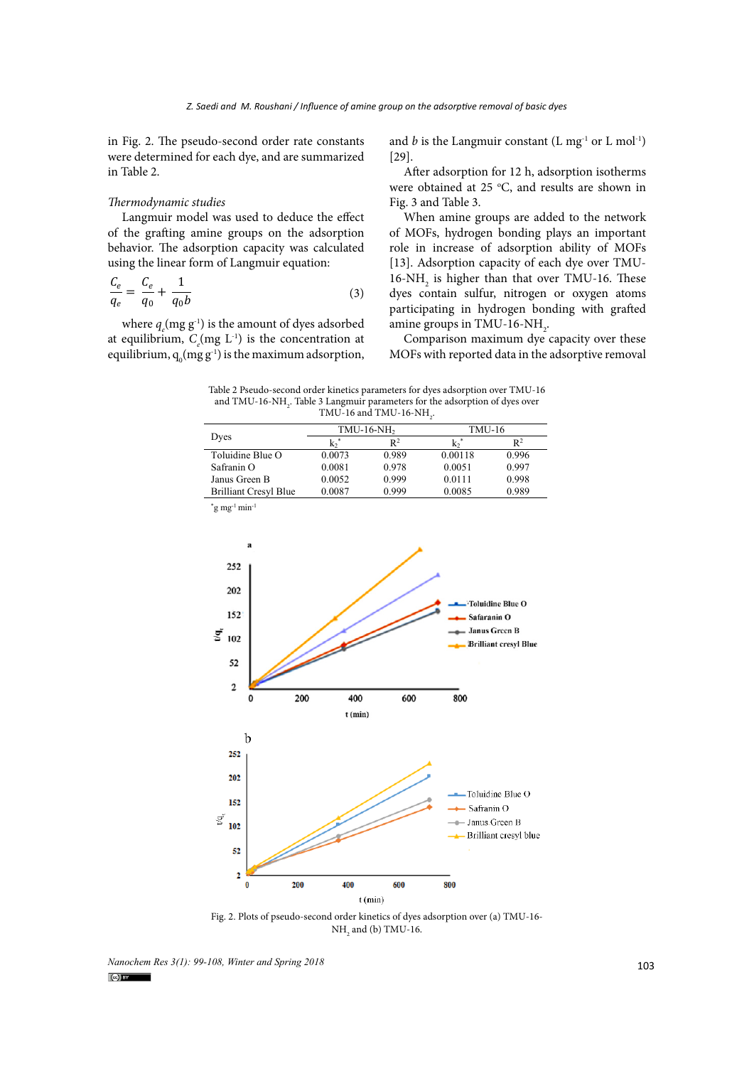in Fig. 2. The pseudo-second order rate constants were determined for each dye, and are summarized in Table 2.

*Thermodynamic studies*

Langmuir model was used to deduce the effect of the grafting amine groups on the adsorption behavior. The adsorption capacity was calculated using the linear form of Langmuir equation:

$$\frac{C_e}{q_e} = \frac{C_e}{q_0} + \frac{1}{q_0 b} \quad (3)$$

where $q_e$(mg g$^{-1}$) is the amount of dyes adsorbed at equilibrium, $C_e$(mg L$^{-1}$) is the concentration at equilibrium, $q_0$(mg g$^{-1}$) is the maximum adsorption, and $b$ is the Langmuir constant (L mg$^{-1}$ or L mol$^{-1}$) [29].

After adsorption for 12 h, adsorption isotherms were obtained at 25 °C, and results are shown in Fig. 3 and Table 3.

When amine groups are added to the network of MOFs, hydrogen bonding plays an important role in increase of adsorption ability of MOFs [13]. Adsorption capacity of each dye over TMU-16-$NH_2$ is higher than that over TMU-16. These dyes contain sulfur, nitrogen or oxygen atoms participating in hydrogen bonding with grafted amine groups in TMU-16-$NH_2$.

Comparison maximum dye capacity over these MOFs with reported data in the adsorptive removal

Table 2 Pseudo-second order kinetics parameters for dyes adsorption over TMU-16 and TMU-16-$NH_2$. Table 3 Langmuir parameters for the adsorption of dyes over TMU-16 and TMU-16-$NH_2$.

| Dyes | TMU-16-$NH_2$ | | TMU-16 | |
|---|---|---|---|---|
| | $k_2$* | $R^2$ | $k_2$* | $R^2$ |
| Toluidine Blue O | 0.0073 | 0.989 | 0.00118 | 0.996 |
| Safranin O | 0.0081 | 0.978 | 0.0051 | 0.997 |
| Janus Green B | 0.0052 | 0.999 | 0.0111 | 0.998 |
| Brilliant Cresyl Blue | 0.0087 | 0.999 | 0.0085 | 0.989 |

*g mg$^{-1}$ min$^{-1}$

Fig. 2. Plots of pseudo-second order kinetics of dyes adsorption over (a) TMU-16-$NH_2$ and (b) TMU-16.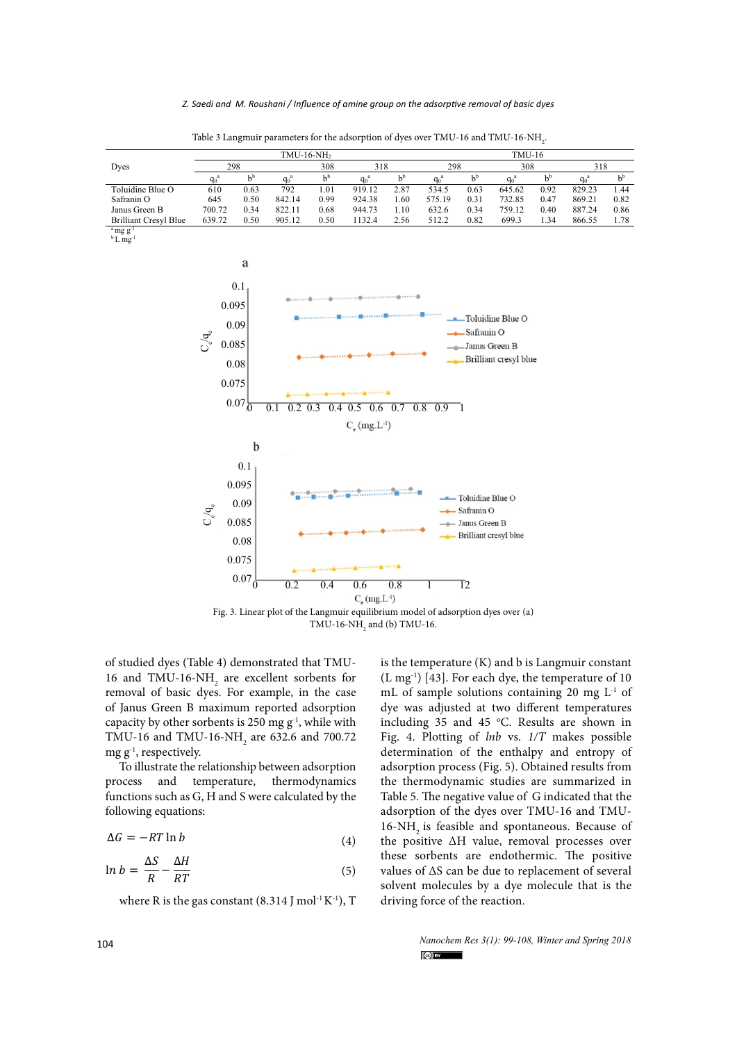Table 3 Langmuir parameters for the adsorption of dyes over TMU-16 and TMU-16-$NH_2$.

| Dyes | TMU-16-$NH_2$ | | | | | | TMU-16 | | | | | |
|---|---|---|---|---|---|---|---|---|---|---|---|---|
| | 298 | | 308 | | 318 | | 298 | | 308 | | 318 | |
| | $q_0$[a] | b[b] | $q_0$[a] | b[b] | $q_0$[a] | b[b] | $q_0$[a] | b[b] | $q_0$[a] | b[b] | $q_0$[a] | b[b] |
| Toluidine Blue O | 610 | 0.63 | 792 | 1.01 | 919.12 | 2.87 | 534.5 | 0.63 | 645.62 | 0.92 | 829.23 | 1.44 |
| Safranin O | 645 | 0.50 | 842.14 | 0.99 | 924.38 | 1.60 | 575.19 | 0.31 | 732.85 | 0.47 | 869.21 | 0.82 |
| Janus Green B | 700.72 | 0.34 | 822.11 | 0.68 | 944.73 | 1.10 | 632.6 | 0.34 | 759.12 | 0.40 | 887.24 | 0.86 |
| Brilliant Cresyl Blue | 639.72 | 0.50 | 905.12 | 0.50 | 1132.4 | 2.56 | 512.2 | 0.82 | 699.3 | 1.34 | 866.55 | 1.78 |

[a] mg $g^{-1}$
[b] L $mg^{-1}$

Fig. 3. Linear plot of the Langmuir equilibrium model of adsorption dyes over (a) TMU-16-$NH_2$ and (b) TMU-16.

of studied dyes (Table 4) demonstrated that TMU-16 and TMU-16-$NH_2$ are excellent sorbents for removal of basic dyes. For example, in the case of Janus Green B maximum reported adsorption capacity by other sorbents is 250 mg $g^{-1}$, while with TMU-16 and TMU-16-$NH_2$ are 632.6 and 700.72 mg $g^{-1}$, respectively.

To illustrate the relationship between adsorption process and temperature, thermodynamics functions such as G, H and S were calculated by the following equations:

$$\Delta G = -RT \ln b \tag{4}$$

$$\ln b = \frac{\Delta S}{R} - \frac{\Delta H}{RT} \tag{5}$$

where R is the gas constant (8.314 J $mol^{-1}$ $K^{-1}$), T is the temperature (K) and b is Langmuir constant (L $mg^{-1}$) [43]. For each dye, the temperature of 10 mL of sample solutions containing 20 mg $L^{-1}$ of dye was adjusted at two different temperatures including 35 and 45 °C. Results are shown in Fig. 4. Plotting of *lnb* vs. *1/T* makes possible determination of the enthalpy and entropy of adsorption process (Fig. 5). Obtained results from the thermodynamic studies are summarized in Table 5. The negative value of G indicated that the adsorption of the dyes over TMU-16 and TMU-16-$NH_2$ is feasible and spontaneous. Because of the positive ΔH value, removal processes over these sorbents are endothermic. The positive values of ΔS can be due to replacement of several solvent molecules by a dye molecule that is the driving force of the reaction.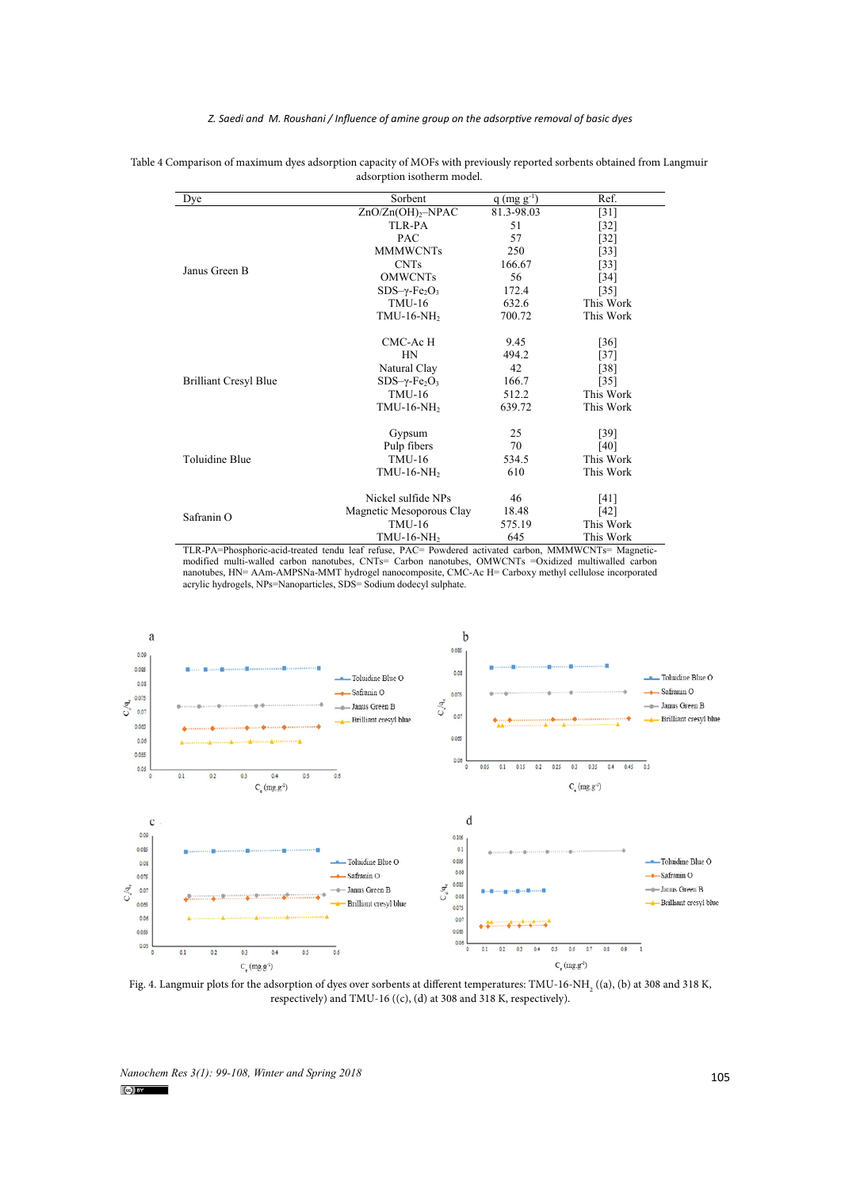Table 4 Comparison of maximum dyes adsorption capacity of MOFs with previously reported sorbents obtained from Langmuir adsorption isotherm model.

| Dye | Sorbent | q (mg g$^{-1}$) | Ref. |
|---|---|---|---|
| Janus Green B | ZnO/Zn(OH)$_2$–NPAC | 81.3-98.03 | [31] |
| | TLR-PA | 51 | [32] |
| | PAC | 57 | [32] |
| | MMMWCNTs | 250 | [33] |
| | CNTs | 166.67 | [33] |
| | OMWCNTs | 56 | [34] |
| | SDS–γ-$Fe_2O_3$ | 172.4 | [35] |
| | TMU-16 | 632.6 | This Work |
| | TMU-16-$NH_2$ | 700.72 | This Work |
| Brilliant Cresyl Blue | CMC-Ac H | 9.45 | [36] |
| | HN | 494.2 | [37] |
| | Natural Clay | 42 | [38] |
| | SDS–γ-$Fe_2O_3$ | 166.7 | [35] |
| | TMU-16 | 512.2 | This Work |
| | TMU-16-$NH_2$ | 639.72 | This Work |
| Toluidine Blue | Gypsum | 25 | [39] |
| | Pulp fibers | 70 | [40] |
| | TMU-16 | 534.5 | This Work |
| | TMU-16-$NH_2$ | 610 | This Work |
| Safranin O | Nickel sulfide NPs | 46 | [41] |
| | Magnetic Mesoporous Clay | 18.48 | [42] |
| | TMU-16 | 575.19 | This Work |
| | TMU-16-$NH_2$ | 645 | This Work |

TLR-PA=Phosphoric-acid-treated tendu leaf refuse, PAC= Powdered activated carbon, MMMWCNTs= Magnetic-modified multi-walled carbon nanotubes, CNTs= Carbon nanotubes, OMWCNTs =Oxidized multiwalled carbon nanotubes, HN= AAm-AMPSNa-MMT hydrogel nanocomposite, CMC-Ac H= Carboxy methyl cellulose incorporated acrylic hydrogels, NPs=Nanoparticles, SDS= Sodium dodecyl sulphate.

Fig. 4. Langmuir plots for the adsorption of dyes over sorbents at different temperatures: TMU-16-$NH_2$ ((a), (b) at 308 and 318 K, respectively) and TMU-16 ((c), (d) at 308 and 318 K, respectively).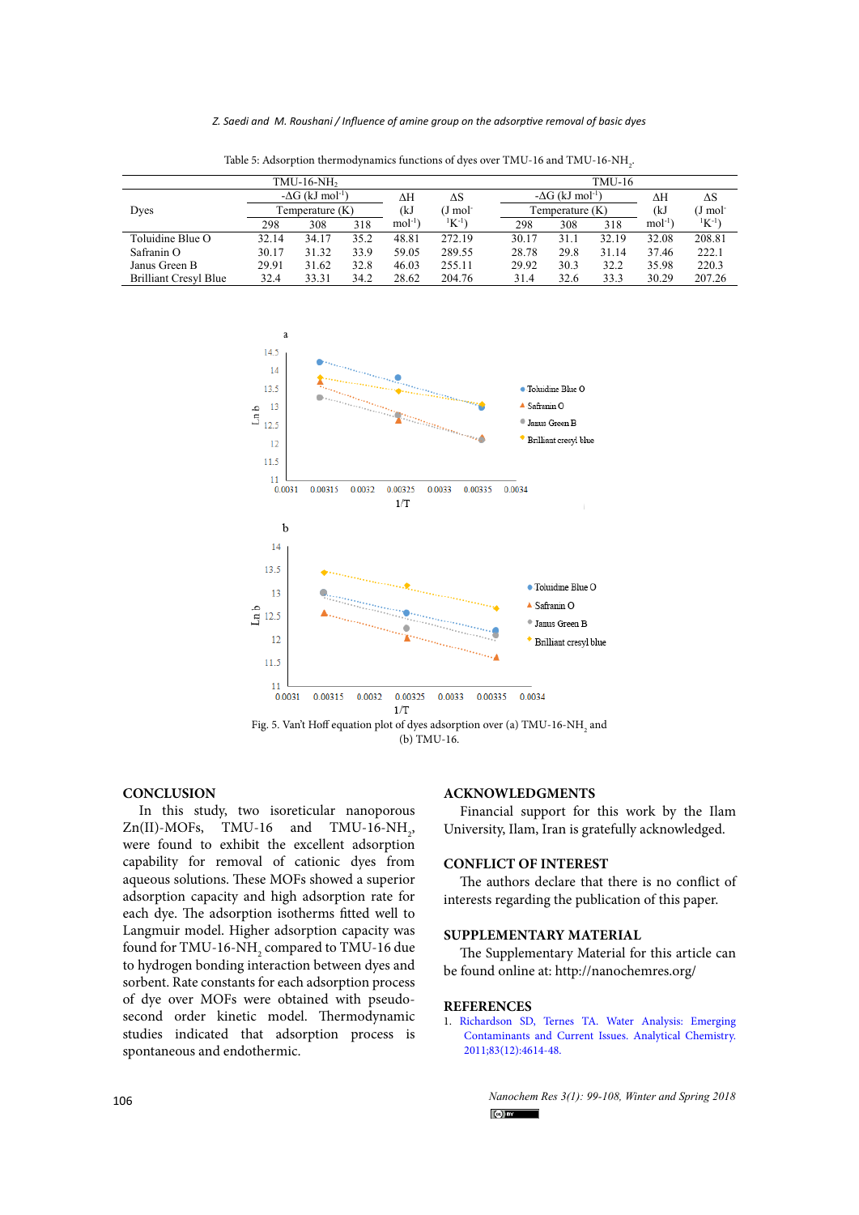Table 5: Adsorption thermodynamics functions of dyes over TMU-16 and TMU-16-$NH_2$.

| Dyes | TMU-16-$NH_2$ | | | | | TMU-16 | | | | |
|---|---|---|---|---|---|---|---|---|---|---|
| | -ΔG (kJ $mol^{-1}$) | | | ΔH | ΔS | -ΔG (kJ $mol^{-1}$) | | | ΔH | ΔS |
| | Temperature (K) | | | (kJ $mol^{-1}$) | (J $mol^{-1}$ $K^{-1}$) | Temperature (K) | | | (kJ $mol^{-1}$) | (J $mol^{-1}$ $K^{-1}$) |
| | 298 | 308 | 318 | | | 298 | 308 | 318 | | |
| Toluidine Blue O | 32.14 | 34.17 | 35.2 | 48.81 | 272.19 | 30.17 | 31.1 | 32.19 | 32.08 | 208.81 |
| Safranin O | 30.17 | 31.32 | 33.9 | 59.05 | 289.55 | 28.78 | 29.8 | 31.14 | 37.46 | 222.1 |
| Janus Green B | 29.91 | 31.62 | 32.8 | 46.03 | 255.11 | 29.92 | 30.3 | 32.2 | 35.98 | 220.3 |
| Brilliant Cresyl Blue | 32.4 | 33.31 | 34.2 | 28.62 | 204.76 | 31.4 | 32.6 | 33.3 | 30.29 | 207.26 |

Fig. 5. Van't Hoff equation plot of dyes adsorption over (a) TMU-16-$NH_2$ and (b) TMU-16.

## CONCLUSION

In this study, two isoreticular nanoporous Zn(II)-MOFs, TMU-16 and TMU-16-$NH_2$, were found to exhibit the excellent adsorption capability for removal of cationic dyes from aqueous solutions. These MOFs showed a superior adsorption capacity and high adsorption rate for each dye. The adsorption isotherms fitted well to Langmuir model. Higher adsorption capacity was found for TMU-16-$NH_2$ compared to TMU-16 due to hydrogen bonding interaction between dyes and sorbent. Rate constants for each adsorption process of dye over MOFs were obtained with pseudo-second order kinetic model. Thermodynamic studies indicated that adsorption process is spontaneous and endothermic.

## ACKNOWLEDGMENTS

Financial support for this work by the Ilam University, Ilam, Iran is gratefully acknowledged.

## CONFLICT OF INTEREST

The authors declare that there is no conflict of interests regarding the publication of this paper.

## SUPPLEMENTARY MATERIAL

The Supplementary Material for this article can be found online at: http://nanochemres.org/

## REFERENCES

1. Richardson SD, Ternes TA. Water Analysis: Emerging Contaminants and Current Issues. Analytical Chemistry. 2011;83(12):4614-48.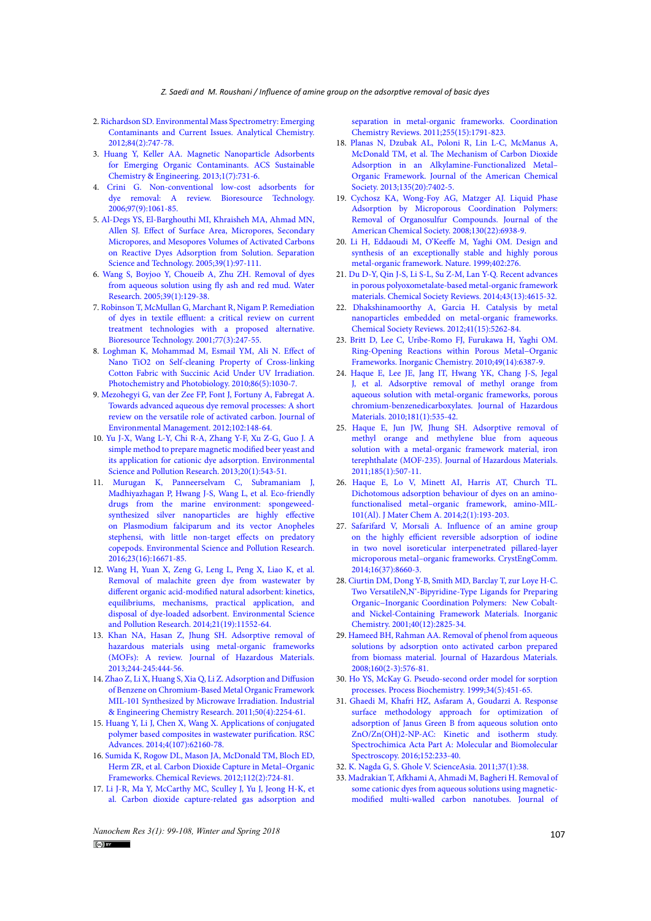2. Richardson SD. Environmental Mass Spectrometry: Emerging Contaminants and Current Issues. Analytical Chemistry. 2012;84(2):747-78.
3. Huang Y, Keller AA. Magnetic Nanoparticle Adsorbents for Emerging Organic Contaminants. ACS Sustainable Chemistry & Engineering. 2013;1(7):731-6.
4. Crini G. Non-conventional low-cost adsorbents for dye removal: A review. Bioresource Technology. 2006;97(9):1061-85.
5. Al-Degs YS, El-Barghouthi MI, Khraisheh MA, Ahmad MN, Allen SJ. Effect of Surface Area, Micropores, Secondary Micropores, and Mesopores Volumes of Activated Carbons on Reactive Dyes Adsorption from Solution. Separation Science and Technology. 2005;39(1):97-111.
6. Wang S, Boyjoo Y, Choueib A, Zhu ZH. Removal of dyes from aqueous solution using fly ash and red mud. Water Research. 2005;39(1):129-38.
7. Robinson T, McMullan G, Marchant R, Nigam P. Remediation of dyes in textile effluent: a critical review on current treatment technologies with a proposed alternative. Bioresource Technology. 2001;77(3):247-55.
8. Loghman K, Mohammad M, Esmail YM, Ali N. Effect of Nano TiO2 on Self-cleaning Property of Cross-linking Cotton Fabric with Succinic Acid Under UV Irradiation. Photochemistry and Photobiology. 2010;86(5):1030-7.
9. Mezohegyi G, van der Zee FP, Font J, Fortuny A, Fabregat A. Towards advanced aqueous dye removal processes: A short review on the versatile role of activated carbon. Journal of Environmental Management. 2012;102:148-64.
10. Yu J-X, Wang L-Y, Chi R-A, Zhang Y-F, Xu Z-G, Guo J. A simple method to prepare magnetic modified beer yeast and its application for cationic dye adsorption. Environmental Science and Pollution Research. 2013;20(1):543-51.
11. Murugan K, Panneerselvam C, Subramaniam J, Madhiyazhagan P, Hwang J-S, Wang L, et al. Eco-friendly drugs from the marine environment: spongeweed-synthesized silver nanoparticles are highly effective on Plasmodium falciparum and its vector Anopheles stephensi, with little non-target effects on predatory copepods. Environmental Science and Pollution Research. 2016;23(16):16671-85.
12. Wang H, Yuan X, Zeng G, Leng L, Peng X, Liao K, et al. Removal of malachite green dye from wastewater by different organic acid-modified natural adsorbent: kinetics, equilibriums, mechanisms, practical application, and disposal of dye-loaded adsorbent. Environmental Science and Pollution Research. 2014;21(19):11552-64.
13. Khan NA, Hasan Z, Jhung SH. Adsorptive removal of hazardous materials using metal-organic frameworks (MOFs): A review. Journal of Hazardous Materials. 2013;244-245:444-56.
14. Zhao Z, Li X, Huang S, Xia Q, Li Z. Adsorption and Diffusion of Benzene on Chromium-Based Metal Organic Framework MIL-101 Synthesized by Microwave Irradiation. Industrial & Engineering Chemistry Research. 2011;50(4):2254-61.
15. Huang Y, Li J, Chen X, Wang X. Applications of conjugated polymer based composites in wastewater purification. RSC Advances. 2014;4(107):62160-78.
16. Sumida K, Rogow DL, Mason JA, McDonald TM, Bloch ED, Herm ZR, et al. Carbon Dioxide Capture in Metal–Organic Frameworks. Chemical Reviews. 2012;112(2):724-81.
17. Li J-R, Ma Y, McCarthy MC, Sculley J, Yu J, Jeong H-K, et al. Carbon dioxide capture-related gas adsorption and separation in metal-organic frameworks. Coordination Chemistry Reviews. 2011;255(15):1791-823.
18. Planas N, Dzubak AL, Poloni R, Lin L-C, McManus A, McDonald TM, et al. The Mechanism of Carbon Dioxide Adsorption in an Alkylamine-Functionalized Metal–Organic Framework. Journal of the American Chemical Society. 2013;135(20):7402-5.
19. Cychosz KA, Wong-Foy AG, Matzger AJ. Liquid Phase Adsorption by Microporous Coordination Polymers: Removal of Organosulfur Compounds. Journal of the American Chemical Society. 2008;130(22):6938-9.
20. Li H, Eddaoudi M, O'Keeffe M, Yaghi OM. Design and synthesis of an exceptionally stable and highly porous metal-organic framework. Nature. 1999;402:276.
21. Du D-Y, Qin J-S, Li S-L, Su Z-M, Lan Y-Q. Recent advances in porous polyoxometalate-based metal-organic framework materials. Chemical Society Reviews. 2014;43(13):4615-32.
22. Dhakshinamoorthy A, Garcia H. Catalysis by metal nanoparticles embedded on metal-organic frameworks. Chemical Society Reviews. 2012;41(15):5262-84.
23. Britt D, Lee C, Uribe-Romo FJ, Furukawa H, Yaghi OM. Ring-Opening Reactions within Porous Metal−Organic Frameworks. Inorganic Chemistry. 2010;49(14):6387-9.
24. Haque E, Lee JE, Jang IT, Hwang YK, Chang J-S, Jegal J, et al. Adsorptive removal of methyl orange from aqueous solution with metal-organic frameworks, porous chromium-benzenedicarboxylates. Journal of Hazardous Materials. 2010;181(1):535-42.
25. Haque E, Jun JW, Jhung SH. Adsorptive removal of methyl orange and methylene blue from aqueous solution with a metal-organic framework material, iron terephthalate (MOF-235). Journal of Hazardous Materials. 2011;185(1):507-11.
26. Haque E, Lo V, Minett AI, Harris AT, Church TL. Dichotomous adsorption behaviour of dyes on an amino-functionalised metal–organic framework, amino-MIL-101(Al). J Mater Chem A. 2014;2(1):193-203.
27. Safarifard V, Morsali A. Influence of an amine group on the highly efficient reversible adsorption of iodine in two novel isoreticular interpenetrated pillared-layer microporous metal–organic frameworks. CrystEngComm. 2014;16(37):8660-3.
28. Ciurtin DM, Dong Y-B, Smith MD, Barclay T, zur Loye H-C. Two VersatileN,N'-Bipyridine-Type Ligands for Preparing Organic−Inorganic Coordination Polymers: New Cobalt- and Nickel-Containing Framework Materials. Inorganic Chemistry. 2001;40(12):2825-34.
29. Hameed BH, Rahman AA. Removal of phenol from aqueous solutions by adsorption onto activated carbon prepared from biomass material. Journal of Hazardous Materials. 2008;160(2-3):576-81.
30. Ho YS, McKay G. Pseudo-second order model for sorption processes. Process Biochemistry. 1999;34(5):451-65.
31. Ghaedi M, Khafri HZ, Asfaram A, Goudarzi A. Response surface methodology approach for optimization of adsorption of Janus Green B from aqueous solution onto ZnO/Zn(OH)2-NP-AC: Kinetic and isotherm study. Spectrochimica Acta Part A: Molecular and Biomolecular Spectroscopy. 2016;152:233-40.
32. K. Nagda G, S. Ghole V. ScienceAsia. 2011;37(1):38.
33. Madrakian T, Afkhami A, Ahmadi M, Bagheri H. Removal of some cationic dyes from aqueous solutions using magnetic-modified multi-walled carbon nanotubes. Journal of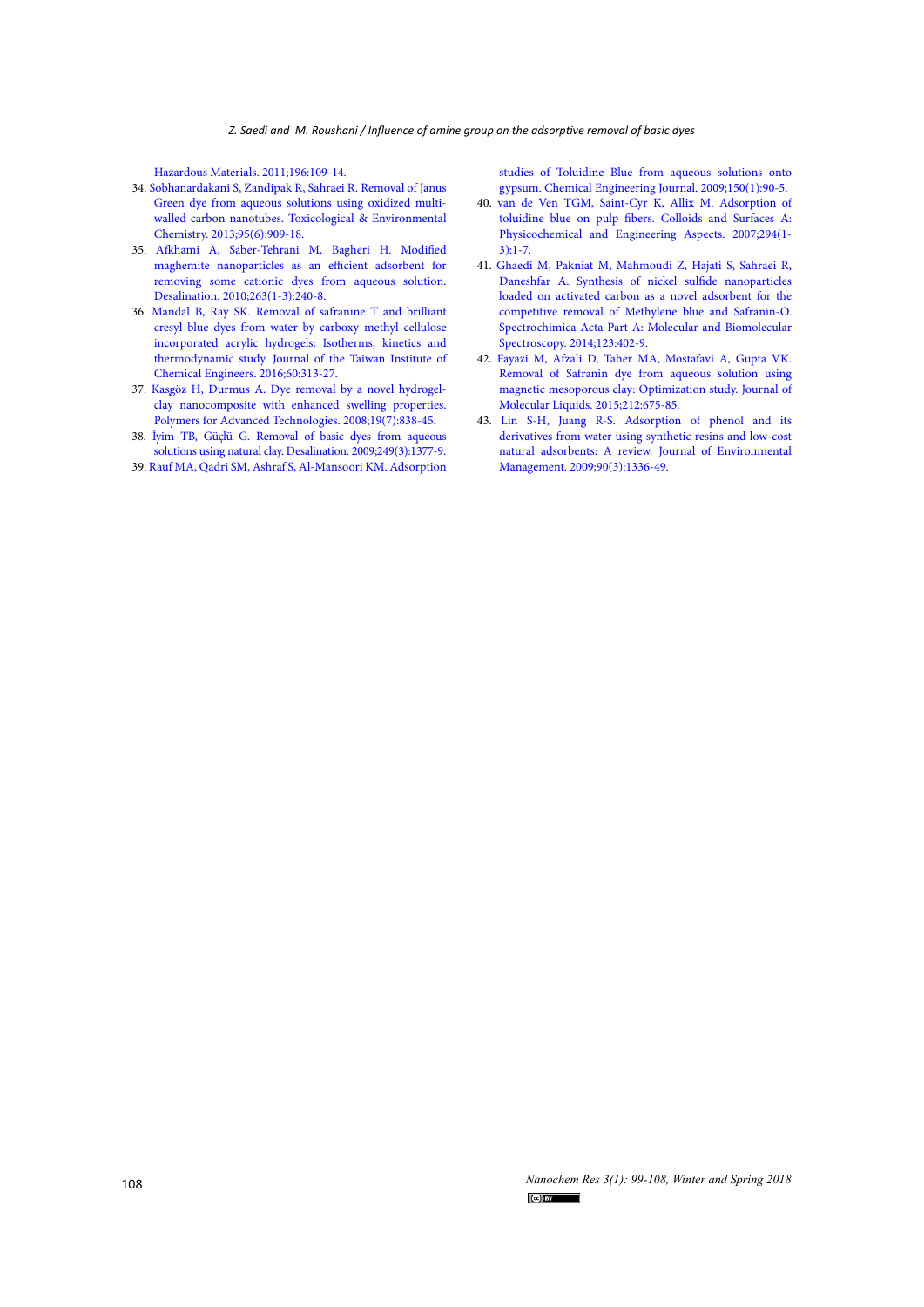Hazardous Materials. 2011;196:109-14.

34. Sobhanardakani S, Zandipak R, Sahraei R. Removal of Janus Green dye from aqueous solutions using oxidized multi-walled carbon nanotubes. Toxicological & Environmental Chemistry. 2013;95(6):909-18.
35. Afkhami A, Saber-Tehrani M, Bagheri H. Modified maghemite nanoparticles as an efficient adsorbent for removing some cationic dyes from aqueous solution. Desalination. 2010;263(1-3):240-8.
36. Mandal B, Ray SK. Removal of safranine T and brilliant cresyl blue dyes from water by carboxy methyl cellulose incorporated acrylic hydrogels: Isotherms, kinetics and thermodynamic study. Journal of the Taiwan Institute of Chemical Engineers. 2016;60:313-27.
37. Kasgöz H, Durmus A. Dye removal by a novel hydrogel-clay nanocomposite with enhanced swelling properties. Polymers for Advanced Technologies. 2008;19(7):838-45.
38. İyim TB, Güçlü G. Removal of basic dyes from aqueous solutions using natural clay. Desalination. 2009;249(3):1377-9.
39. Rauf MA, Qadri SM, Ashraf S, Al-Mansoori KM. Adsorption studies of Toluidine Blue from aqueous solutions onto gypsum. Chemical Engineering Journal. 2009;150(1):90-5.
40. van de Ven TGM, Saint-Cyr K, Allix M. Adsorption of toluidine blue on pulp fibers. Colloids and Surfaces A: Physicochemical and Engineering Aspects. 2007;294(1-3):1-7.
41. Ghaedi M, Pakniat M, Mahmoudi Z, Hajati S, Sahraei R, Daneshfar A. Synthesis of nickel sulfide nanoparticles loaded on activated carbon as a novel adsorbent for the competitive removal of Methylene blue and Safranin-O. Spectrochimica Acta Part A: Molecular and Biomolecular Spectroscopy. 2014;123:402-9.
42. Fayazi M, Afzali D, Taher MA, Mostafavi A, Gupta VK. Removal of Safranin dye from aqueous solution using magnetic mesoporous clay: Optimization study. Journal of Molecular Liquids. 2015;212:675-85.
43. Lin S-H, Juang R-S. Adsorption of phenol and its derivatives from water using synthetic resins and low-cost natural adsorbents: A review. Journal of Environmental Management. 2009;90(3):1336-49.